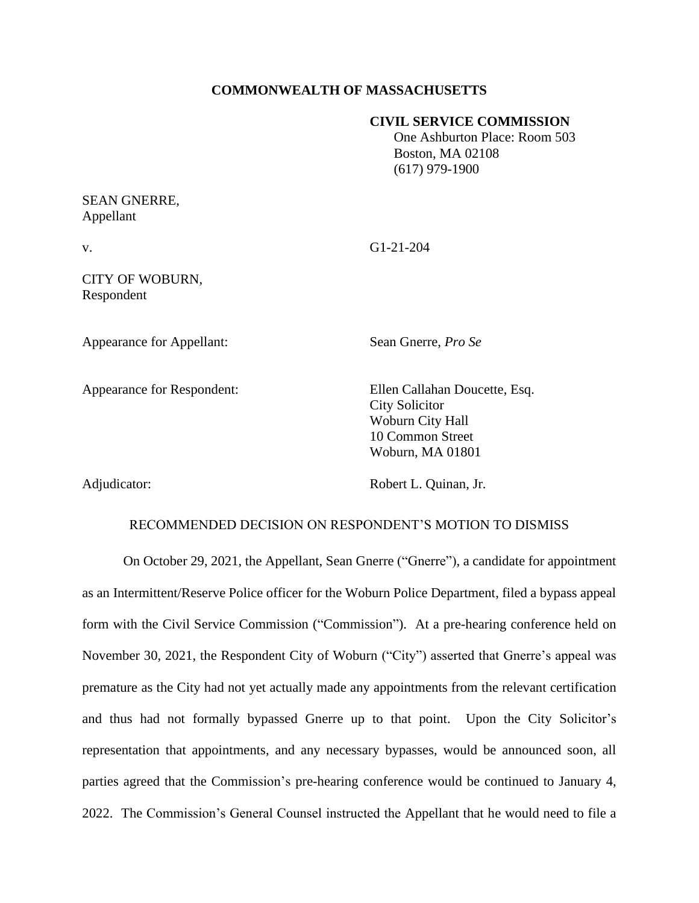**COMMONWEALTH OF MASSACHUSETTS**

**CIVIL SERVICE COMMISSION**
One Ashburton Place: Room 503
Boston, MA 02108
(617) 979-1900

SEAN GNERRE,
Appellant

v. G1-21-204

CITY OF WOBURN,
Respondent

Appearance for Appellant: Sean Gnerre, *Pro Se*

Appearance for Respondent: Ellen Callahan Doucette, Esq.
City Solicitor
Woburn City Hall
10 Common Street
Woburn, MA 01801

Adjudicator: Robert L. Quinan, Jr.

RECOMMENDED DECISION ON RESPONDENT'S MOTION TO DISMISS

On October 29, 2021, the Appellant, Sean Gnerre ("Gnerre"), a candidate for appointment as an Intermittent/Reserve Police officer for the Woburn Police Department, filed a bypass appeal form with the Civil Service Commission ("Commission"). At a pre-hearing conference held on November 30, 2021, the Respondent City of Woburn ("City") asserted that Gnerre's appeal was premature as the City had not yet actually made any appointments from the relevant certification and thus had not formally bypassed Gnerre up to that point. Upon the City Solicitor's representation that appointments, and any necessary bypasses, would be announced soon, all parties agreed that the Commission's pre-hearing conference would be continued to January 4, 2022. The Commission's General Counsel instructed the Appellant that he would need to file a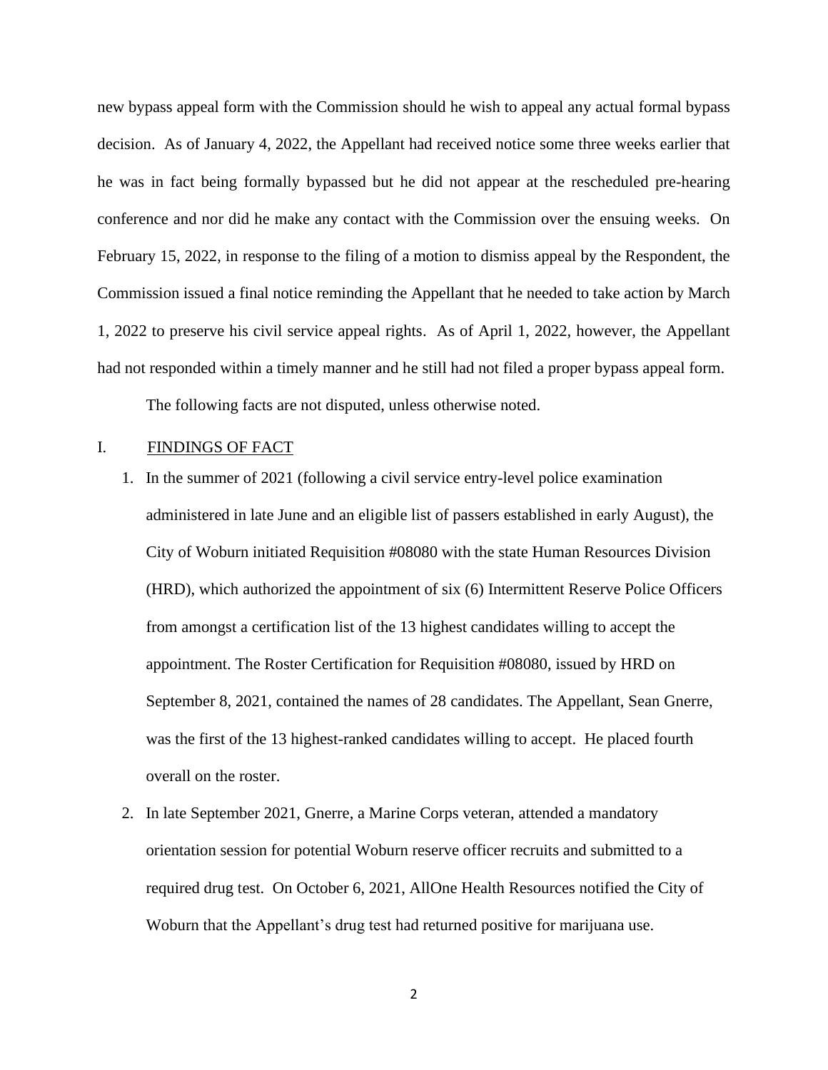new bypass appeal form with the Commission should he wish to appeal any actual formal bypass decision. As of January 4, 2022, the Appellant had received notice some three weeks earlier that he was in fact being formally bypassed but he did not appear at the rescheduled pre-hearing conference and nor did he make any contact with the Commission over the ensuing weeks. On February 15, 2022, in response to the filing of a motion to dismiss appeal by the Respondent, the Commission issued a final notice reminding the Appellant that he needed to take action by March 1, 2022 to preserve his civil service appeal rights. As of April 1, 2022, however, the Appellant had not responded within a timely manner and he still had not filed a proper bypass appeal form.

The following facts are not disputed, unless otherwise noted.

## I. FINDINGS OF FACT

1. In the summer of 2021 (following a civil service entry-level police examination administered in late June and an eligible list of passers established in early August), the City of Woburn initiated Requisition #08080 with the state Human Resources Division (HRD), which authorized the appointment of six (6) Intermittent Reserve Police Officers from amongst a certification list of the 13 highest candidates willing to accept the appointment. The Roster Certification for Requisition #08080, issued by HRD on September 8, 2021, contained the names of 28 candidates. The Appellant, Sean Gnerre, was the first of the 13 highest-ranked candidates willing to accept. He placed fourth overall on the roster.

2. In late September 2021, Gnerre, a Marine Corps veteran, attended a mandatory orientation session for potential Woburn reserve officer recruits and submitted to a required drug test. On October 6, 2021, AllOne Health Resources notified the City of Woburn that the Appellant's drug test had returned positive for marijuana use.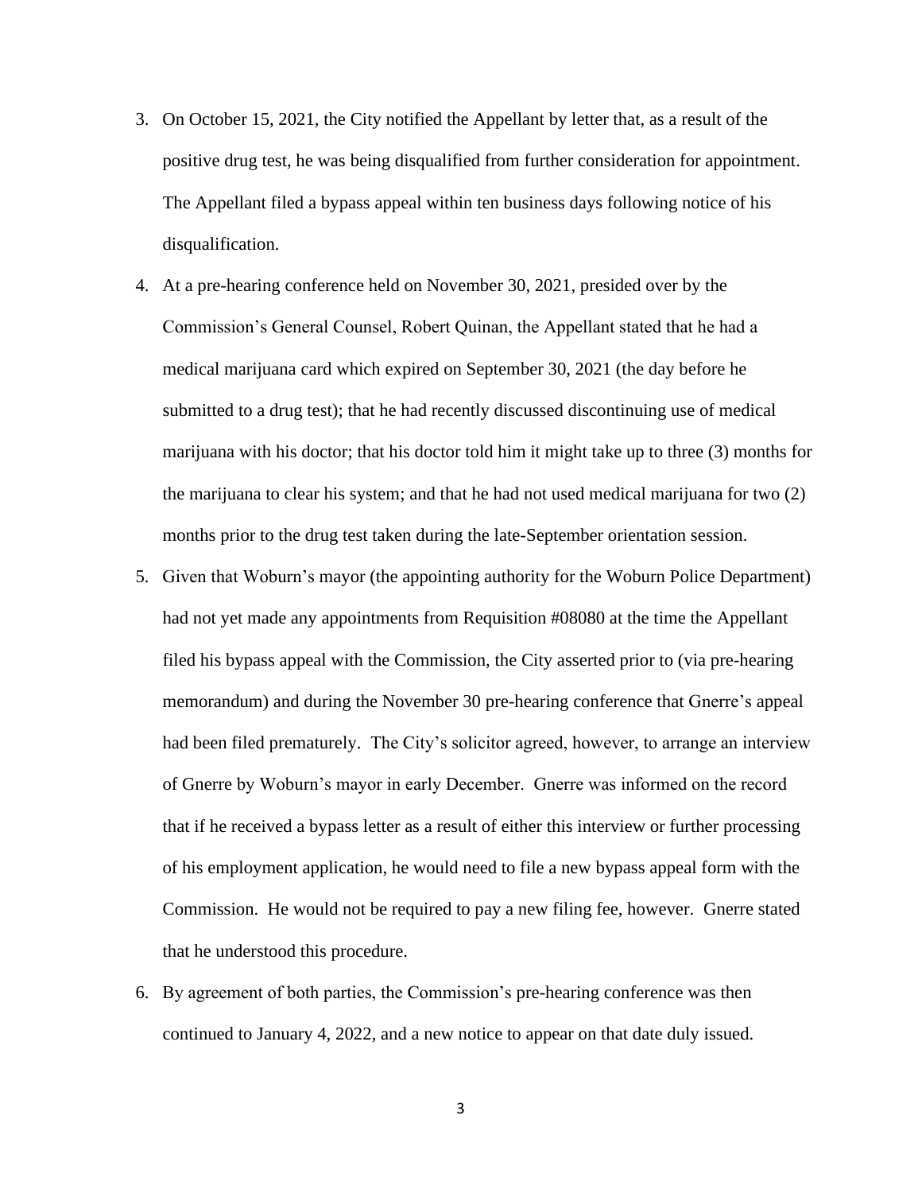3. On October 15, 2021, the City notified the Appellant by letter that, as a result of the positive drug test, he was being disqualified from further consideration for appointment. The Appellant filed a bypass appeal within ten business days following notice of his disqualification.
4. At a pre-hearing conference held on November 30, 2021, presided over by the Commission's General Counsel, Robert Quinan, the Appellant stated that he had a medical marijuana card which expired on September 30, 2021 (the day before he submitted to a drug test); that he had recently discussed discontinuing use of medical marijuana with his doctor; that his doctor told him it might take up to three (3) months for the marijuana to clear his system; and that he had not used medical marijuana for two (2) months prior to the drug test taken during the late-September orientation session.
5. Given that Woburn's mayor (the appointing authority for the Woburn Police Department) had not yet made any appointments from Requisition #08080 at the time the Appellant filed his bypass appeal with the Commission, the City asserted prior to (via pre-hearing memorandum) and during the November 30 pre-hearing conference that Gnerre's appeal had been filed prematurely. The City's solicitor agreed, however, to arrange an interview of Gnerre by Woburn's mayor in early December. Gnerre was informed on the record that if he received a bypass letter as a result of either this interview or further processing of his employment application, he would need to file a new bypass appeal form with the Commission. He would not be required to pay a new filing fee, however. Gnerre stated that he understood this procedure.
6. By agreement of both parties, the Commission's pre-hearing conference was then continued to January 4, 2022, and a new notice to appear on that date duly issued.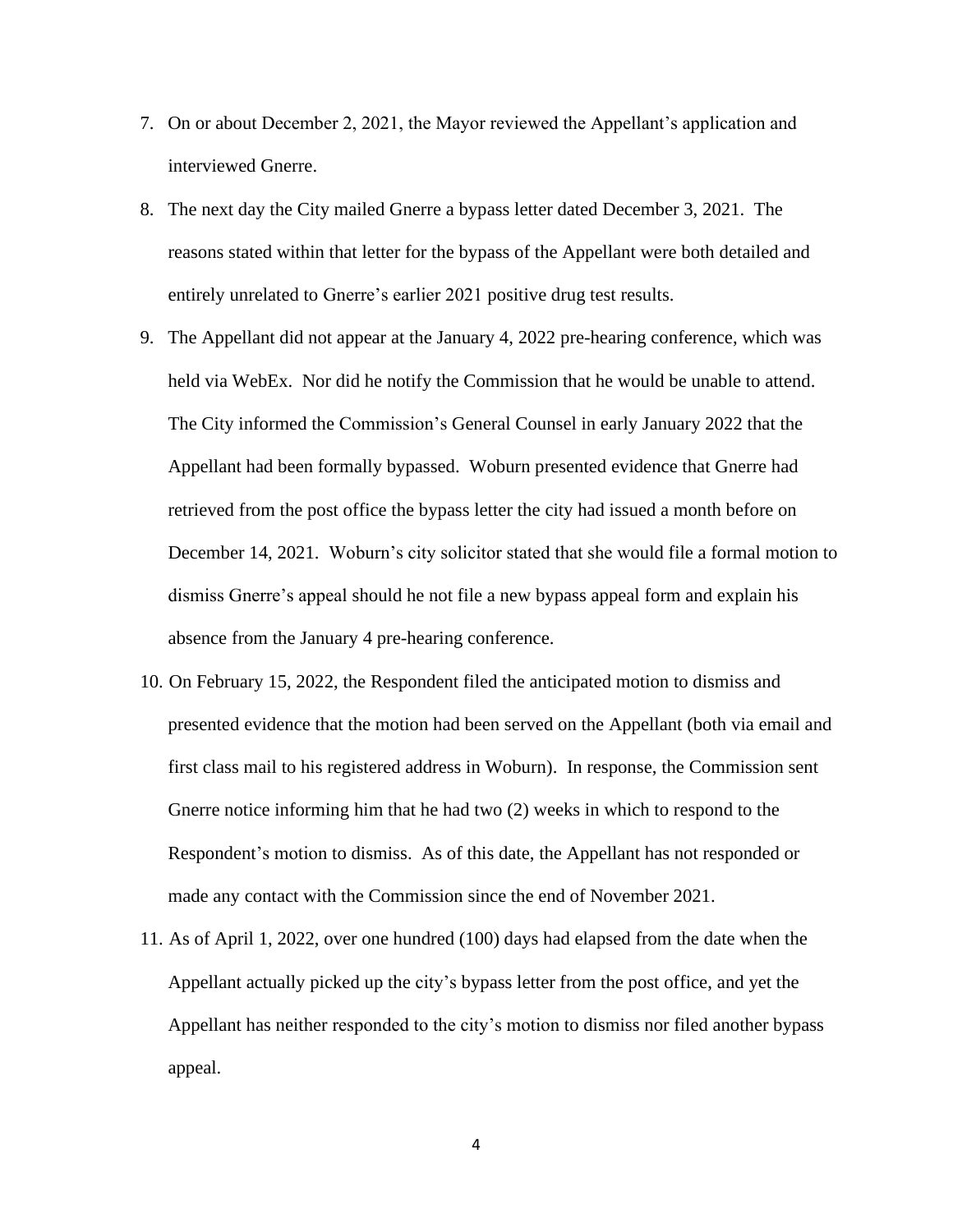7. On or about December 2, 2021, the Mayor reviewed the Appellant's application and interviewed Gnerre.

8. The next day the City mailed Gnerre a bypass letter dated December 3, 2021. The reasons stated within that letter for the bypass of the Appellant were both detailed and entirely unrelated to Gnerre's earlier 2021 positive drug test results.

9. The Appellant did not appear at the January 4, 2022 pre-hearing conference, which was held via WebEx. Nor did he notify the Commission that he would be unable to attend. The City informed the Commission's General Counsel in early January 2022 that the Appellant had been formally bypassed. Woburn presented evidence that Gnerre had retrieved from the post office the bypass letter the city had issued a month before on December 14, 2021. Woburn's city solicitor stated that she would file a formal motion to dismiss Gnerre's appeal should he not file a new bypass appeal form and explain his absence from the January 4 pre-hearing conference.

10. On February 15, 2022, the Respondent filed the anticipated motion to dismiss and presented evidence that the motion had been served on the Appellant (both via email and first class mail to his registered address in Woburn). In response, the Commission sent Gnerre notice informing him that he had two (2) weeks in which to respond to the Respondent's motion to dismiss. As of this date, the Appellant has not responded or made any contact with the Commission since the end of November 2021.

11. As of April 1, 2022, over one hundred (100) days had elapsed from the date when the Appellant actually picked up the city's bypass letter from the post office, and yet the Appellant has neither responded to the city's motion to dismiss nor filed another bypass appeal.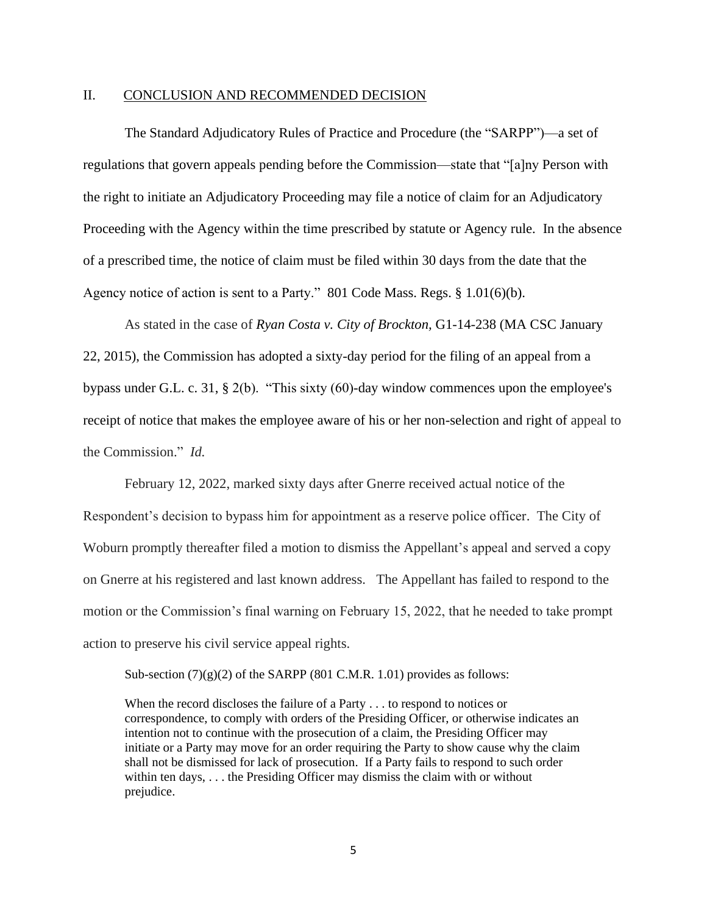## II. CONCLUSION AND RECOMMENDED DECISION

The Standard Adjudicatory Rules of Practice and Procedure (the "SARPP")—a set of regulations that govern appeals pending before the Commission—state that "[a]ny Person with the right to initiate an Adjudicatory Proceeding may file a notice of claim for an Adjudicatory Proceeding with the Agency within the time prescribed by statute or Agency rule. In the absence of a prescribed time, the notice of claim must be filed within 30 days from the date that the Agency notice of action is sent to a Party." 801 Code Mass. Regs. § 1.01(6)(b).

As stated in the case of *Ryan Costa v. City of Brockton*, G1-14-238 (MA CSC January 22, 2015), the Commission has adopted a sixty-day period for the filing of an appeal from a bypass under G.L. c. 31, § 2(b). "This sixty (60)-day window commences upon the employee's receipt of notice that makes the employee aware of his or her non-selection and right of appeal to the Commission." *Id.*

February 12, 2022, marked sixty days after Gnerre received actual notice of the Respondent's decision to bypass him for appointment as a reserve police officer. The City of Woburn promptly thereafter filed a motion to dismiss the Appellant's appeal and served a copy on Gnerre at his registered and last known address. The Appellant has failed to respond to the motion or the Commission's final warning on February 15, 2022, that he needed to take prompt action to preserve his civil service appeal rights.

Sub-section (7)(g)(2) of the SARPP (801 C.M.R. 1.01) provides as follows:

> When the record discloses the failure of a Party . . . to respond to notices or correspondence, to comply with orders of the Presiding Officer, or otherwise indicates an intention not to continue with the prosecution of a claim, the Presiding Officer may initiate or a Party may move for an order requiring the Party to show cause why the claim shall not be dismissed for lack of prosecution. If a Party fails to respond to such order within ten days, . . . the Presiding Officer may dismiss the claim with or without prejudice.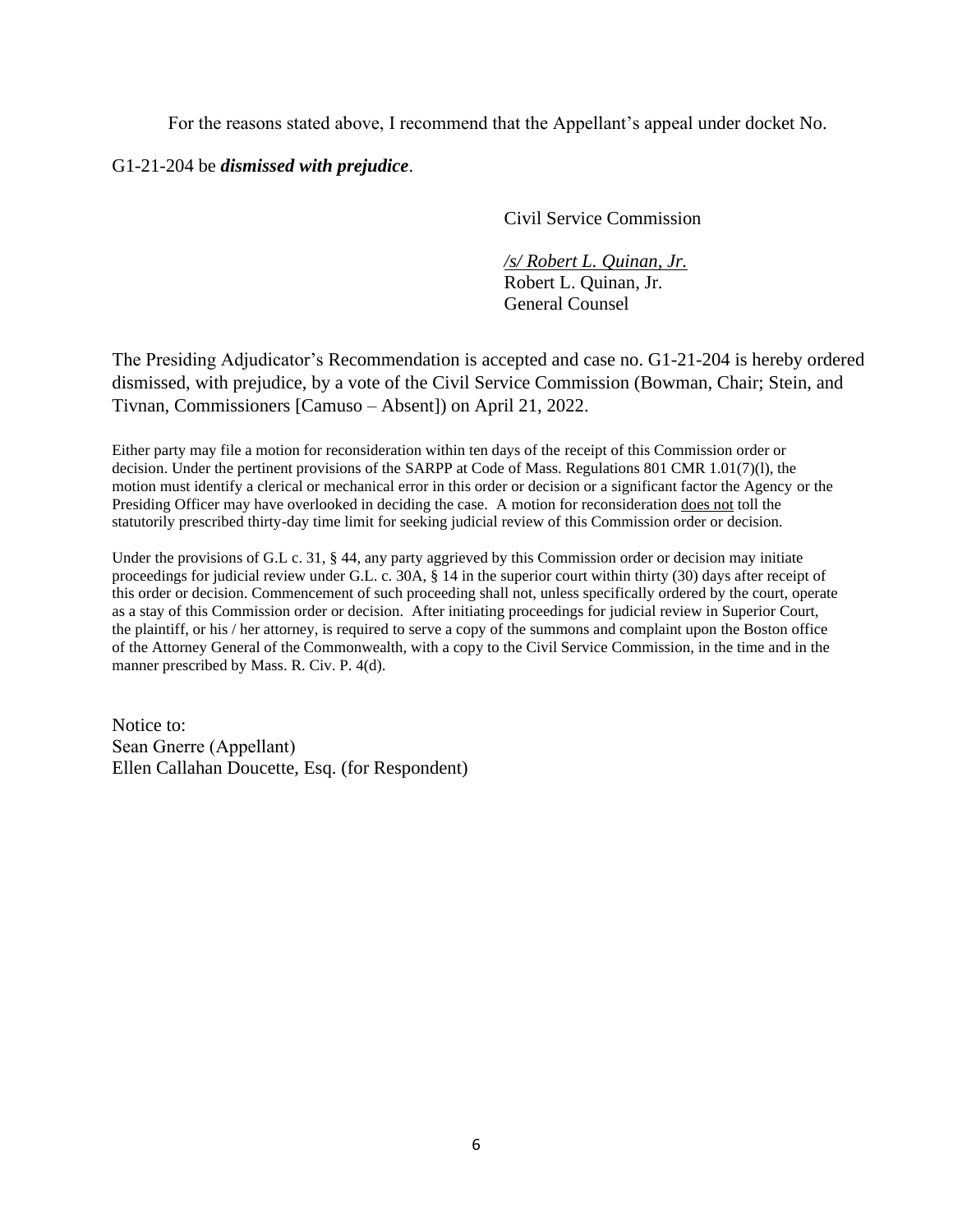For the reasons stated above, I recommend that the Appellant's appeal under docket No. G1-21-204 be ***dismissed with prejudice***.

Civil Service Commission

*/s/ Robert L. Quinan, Jr.*
Robert L. Quinan, Jr.
General Counsel

The Presiding Adjudicator's Recommendation is accepted and case no. G1-21-204 is hereby ordered dismissed, with prejudice, by a vote of the Civil Service Commission (Bowman, Chair; Stein, and Tivnan, Commissioners [Camuso – Absent]) on April 21, 2022.

Either party may file a motion for reconsideration within ten days of the receipt of this Commission order or decision. Under the pertinent provisions of the SARPP at Code of Mass. Regulations 801 CMR 1.01(7)(l), the motion must identify a clerical or mechanical error in this order or decision or a significant factor the Agency or the Presiding Officer may have overlooked in deciding the case. A motion for reconsideration does not toll the statutorily prescribed thirty-day time limit for seeking judicial review of this Commission order or decision.

Under the provisions of G.L c. 31, § 44, any party aggrieved by this Commission order or decision may initiate proceedings for judicial review under G.L. c. 30A, § 14 in the superior court within thirty (30) days after receipt of this order or decision. Commencement of such proceeding shall not, unless specifically ordered by the court, operate as a stay of this Commission order or decision. After initiating proceedings for judicial review in Superior Court, the plaintiff, or his / her attorney, is required to serve a copy of the summons and complaint upon the Boston office of the Attorney General of the Commonwealth, with a copy to the Civil Service Commission, in the time and in the manner prescribed by Mass. R. Civ. P. 4(d).

Notice to:
Sean Gnerre (Appellant)
Ellen Callahan Doucette, Esq. (for Respondent)